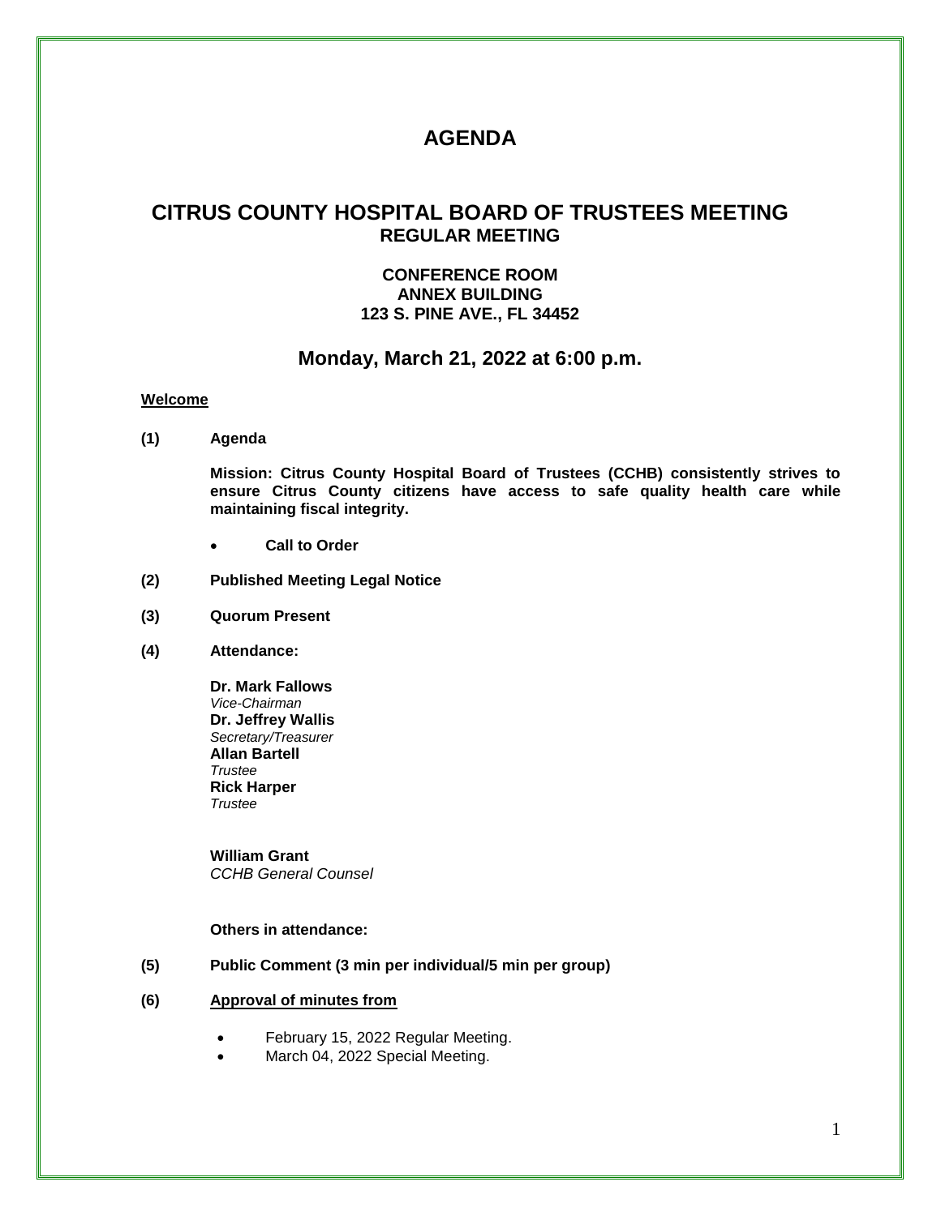# AGENDA

## CITRUS COUNTY HOSPITAL BOARD OF TRUSTEES MEETING

### REGULAR MEETING

**CONFERENCE ROOM**
**ANNEX BUILDING**
**123 S. PINE AVE., FL 34452**

## Monday, March 21, 2022 at 6:00 p.m.

**Welcome**

**(1) Agenda**

**Mission: Citrus County Hospital Board of Trustees (CCHB) consistently strives to ensure Citrus County citizens have access to safe quality health care while maintaining fiscal integrity.**

- **Call to Order**

**(2) Published Meeting Legal Notice**

**(3) Quorum Present**

**(4) Attendance:**

**Dr. Mark Fallows**
*Vice-Chairman*
**Dr. Jeffrey Wallis**
*Secretary/Treasurer*
**Allan Bartell**
*Trustee*
**Rick Harper**
*Trustee*

**William Grant**
*CCHB General Counsel*

**Others in attendance:**

**(5) Public Comment (3 min per individual/5 min per group)**

**(6) Approval of minutes from**

- February 15, 2022 Regular Meeting.
- March 04, 2022 Special Meeting.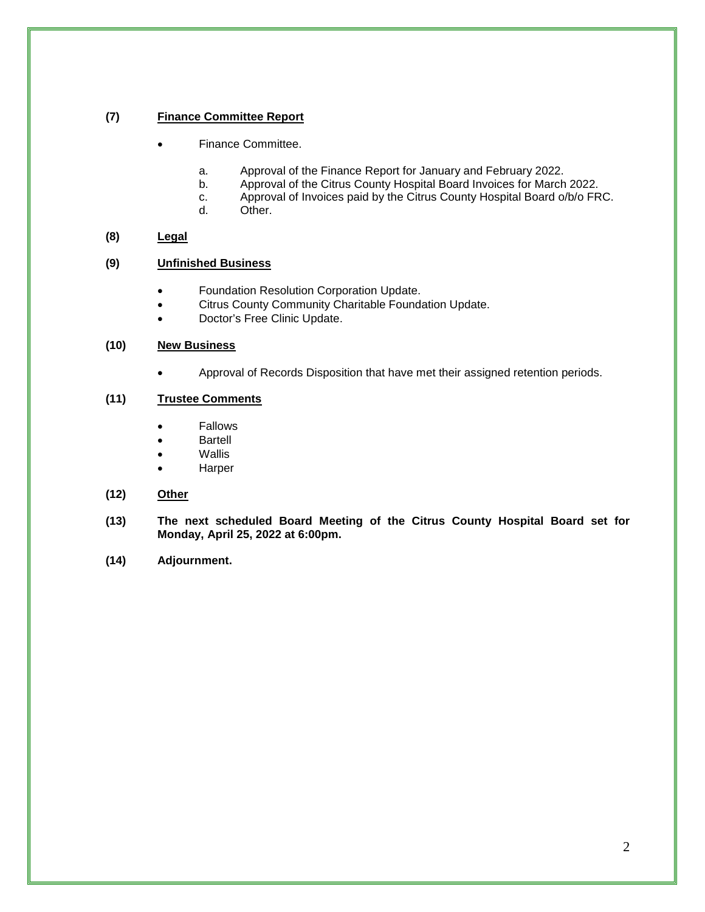**(7) <u>Finance Committee Report</u>**

- Finance Committee.

    a. Approval of the Finance Report for January and February 2022.
    b. Approval of the Citrus County Hospital Board Invoices for March 2022.
    c. Approval of Invoices paid by the Citrus County Hospital Board o/b/o FRC.
    d. Other.

**(8) <u>Legal</u>**

**(9) <u>Unfinished Business</u>**

- Foundation Resolution Corporation Update.
- Citrus County Community Charitable Foundation Update.
- Doctor's Free Clinic Update.

**(10) <u>New Business</u>**

- Approval of Records Disposition that have met their assigned retention periods.

**(11) <u>Trustee Comments</u>**

- Fallows
- Bartell
- Wallis
- Harper

**(12) <u>Other</u>**

**(13) The next scheduled Board Meeting of the Citrus County Hospital Board set for Monday, April 25, 2022 at 6:00pm.**

**(14) Adjournment.**